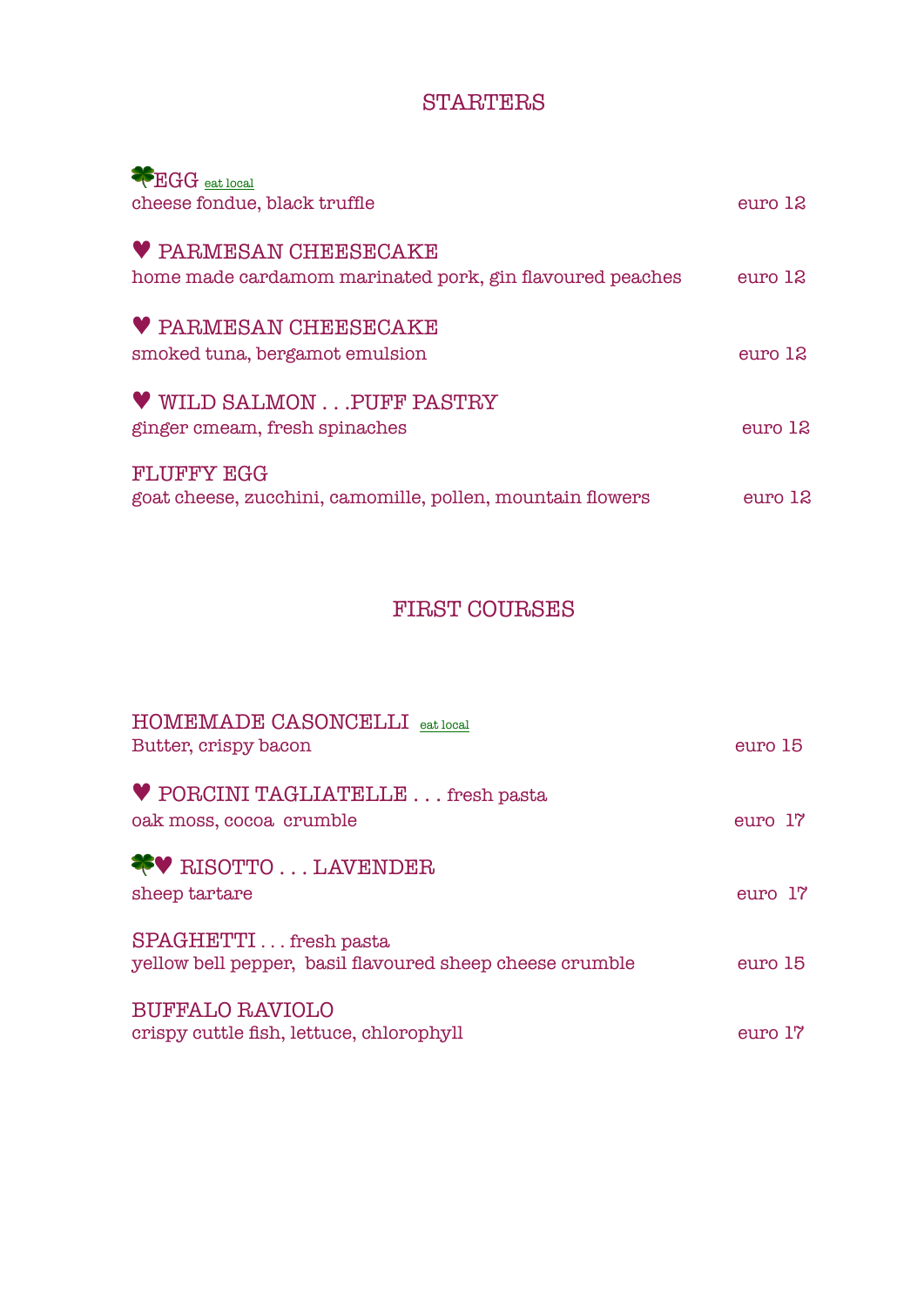## STARTERS

🍀EGG eat local
cheese fondue, black truffle — euro 12

♥ PARMESAN CHEESECAKE
home made cardamom marinated pork, gin flavoured peaches — euro 12

♥ PARMESAN CHEESECAKE
smoked tuna, bergamot emulsion — euro 12

♥ WILD SALMON . . .PUFF PASTRY
ginger cmeam, fresh spinaches — euro 12

FLUFFY EGG
goat cheese, zucchini, camomille, pollen, mountain flowers — euro 12

## FIRST COURSES

HOMEMADE CASONCELLI eat local
Butter, crispy bacon — euro 15

♥ PORCINI TAGLIATELLE . . . fresh pasta
oak moss, cocoa crumble — euro 17

🍀♥ RISOTTO . . . LAVENDER
sheep tartare — euro 17

SPAGHETTI . . . fresh pasta
yellow bell pepper, basil flavoured sheep cheese crumble — euro 15

BUFFALO RAVIOLO
crispy cuttle fish, lettuce, chlorophyll — euro 17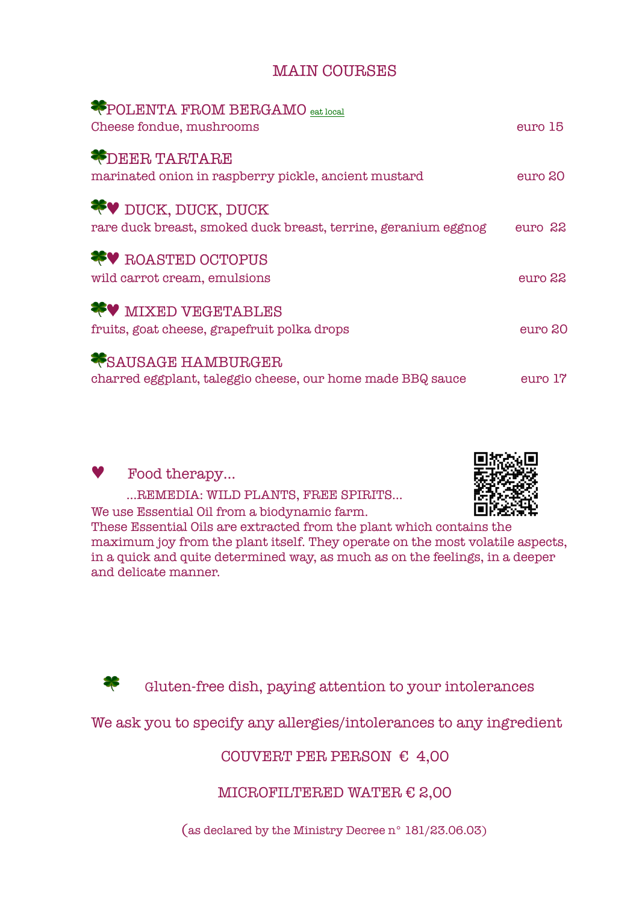# MAIN COURSES

🍀POLENTA FROM BERGAMO eat local
Cheese fondue, mushrooms — euro 15

🍀DEER TARTARE
marinated onion in raspberry pickle, ancient mustard — euro 20

🍀♥ DUCK, DUCK, DUCK
rare duck breast, smoked duck breast, terrine, geranium eggnog — euro 22

🍀♥ ROASTED OCTOPUS
wild carrot cream, emulsions — euro 22

🍀♥ MIXED VEGETABLES
fruits, goat cheese, grapefruit polka drops — euro 20

🍀SAUSAGE HAMBURGER
charred eggplant, taleggio cheese, our home made BBQ sauce — euro 17

♥ Food therapy...

...REMEDIA: WILD PLANTS, FREE SPIRITS...

We use Essential Oil from a biodynamic farm.
These Essential Oils are extracted from the plant which contains the maximum joy from the plant itself. They operate on the most volatile aspects, in a quick and quite determined way, as much as on the feelings, in a deeper and delicate manner.

🍀 Gluten-free dish, paying attention to your intolerances

We ask you to specify any allergies/intolerances to any ingredient

COUVERT PER PERSON € 4,00

MICROFILTERED WATER € 2,00

(as declared by the Ministry Decree n° 181/23.06.03)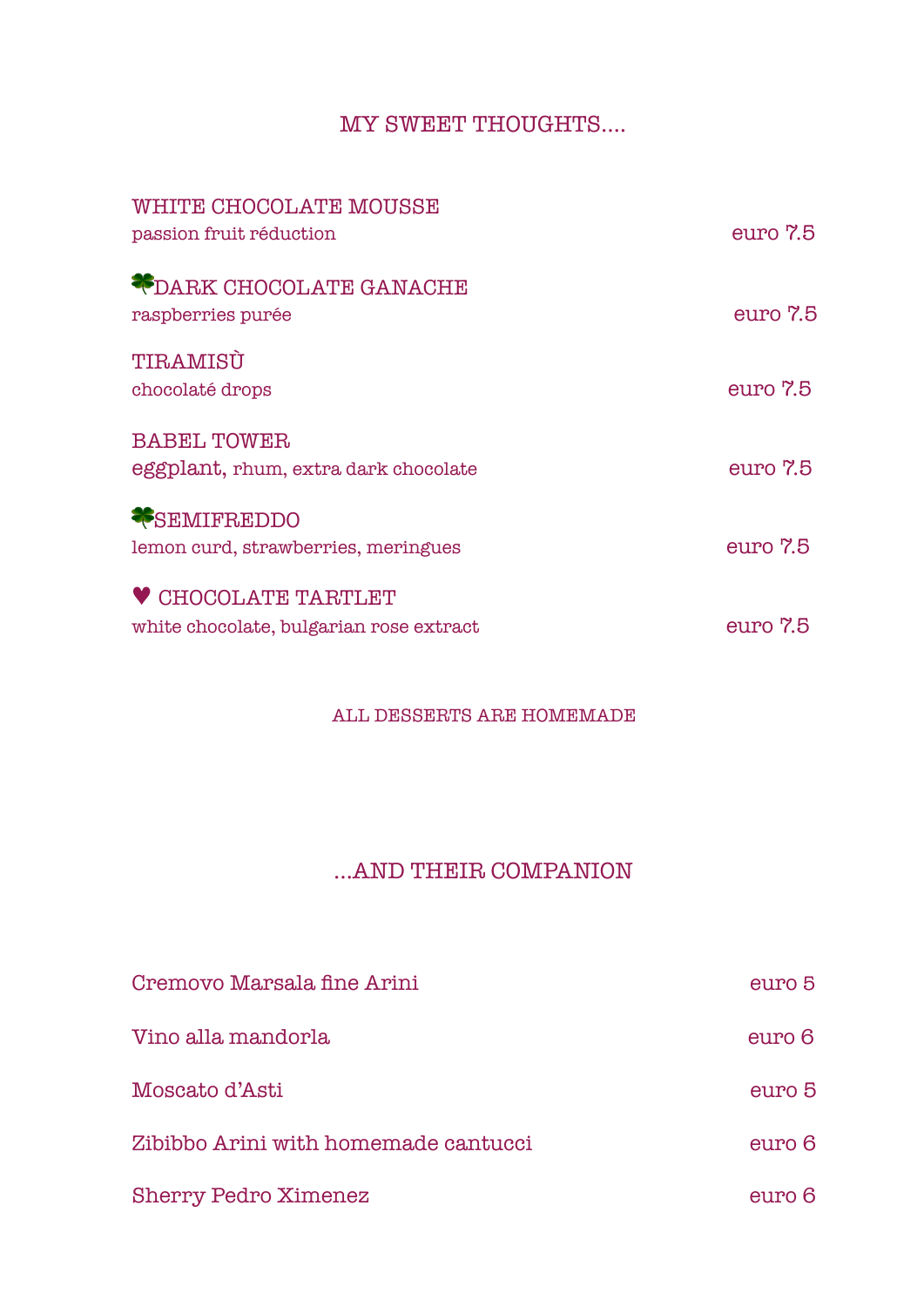## MY SWEET THOUGHTS....

**WHITE CHOCOLATE MOUSSE**
passion fruit réduction — euro 7.5

**🍀DARK CHOCOLATE GANACHE**
raspberries purée — euro 7.5

**TIRAMISÙ**
chocolaté drops — euro 7.5

**BABEL TOWER**
eggplant, rhum, extra dark chocolate — euro 7.5

**🍀SEMIFREDDO**
lemon curd, strawberries, meringues — euro 7.5

**♥ CHOCOLATE TARTLET**
white chocolate, bulgarian rose extract — euro 7.5

ALL DESSERTS ARE HOMEMADE

## ...AND THEIR COMPANION

| | |
|---|---|
| Cremovo Marsala fine Arini | euro 5 |
| Vino alla mandorla | euro 6 |
| Moscato d'Asti | euro 5 |
| Zibibbo Arini with homemade cantucci | euro 6 |
| Sherry Pedro Ximenez | euro 6 |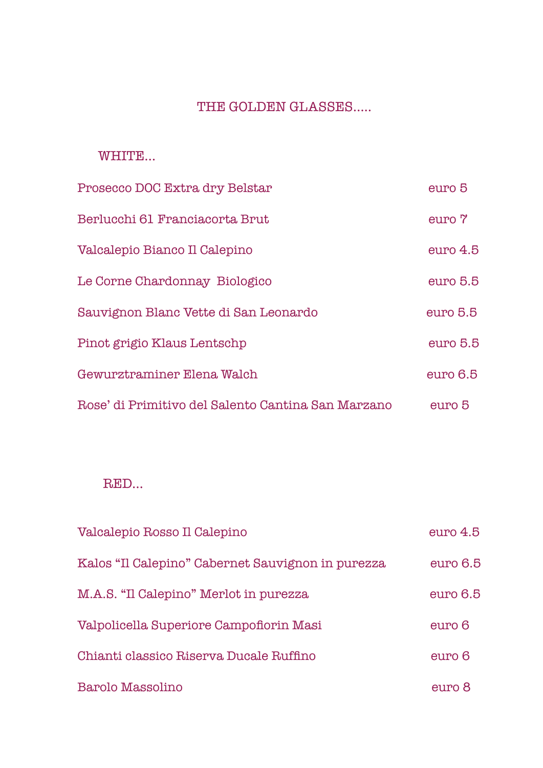# THE GOLDEN GLASSES.....

## WHITE...

| | |
|---|---|
| Prosecco DOC Extra dry Belstar | euro 5 |
| Berlucchi 61 Franciacorta Brut | euro 7 |
| Valcalepio Bianco Il Calepino | euro 4.5 |
| Le Corne Chardonnay Biologico | euro 5.5 |
| Sauvignon Blanc Vette di San Leonardo | euro 5.5 |
| Pinot grigio Klaus Lentschp | euro 5.5 |
| Gewurztraminer Elena Walch | euro 6.5 |
| Rose' di Primitivo del Salento Cantina San Marzano | euro 5 |

## RED...

| | |
|---|---|
| Valcalepio Rosso Il Calepino | euro 4.5 |
| Kalos "Il Calepino" Cabernet Sauvignon in purezza | euro 6.5 |
| M.A.S. "Il Calepino" Merlot in purezza | euro 6.5 |
| Valpolicella Superiore Campofiorin Masi | euro 6 |
| Chianti classico Riserva Ducale Ruffino | euro 6 |
| Barolo Massolino | euro 8 |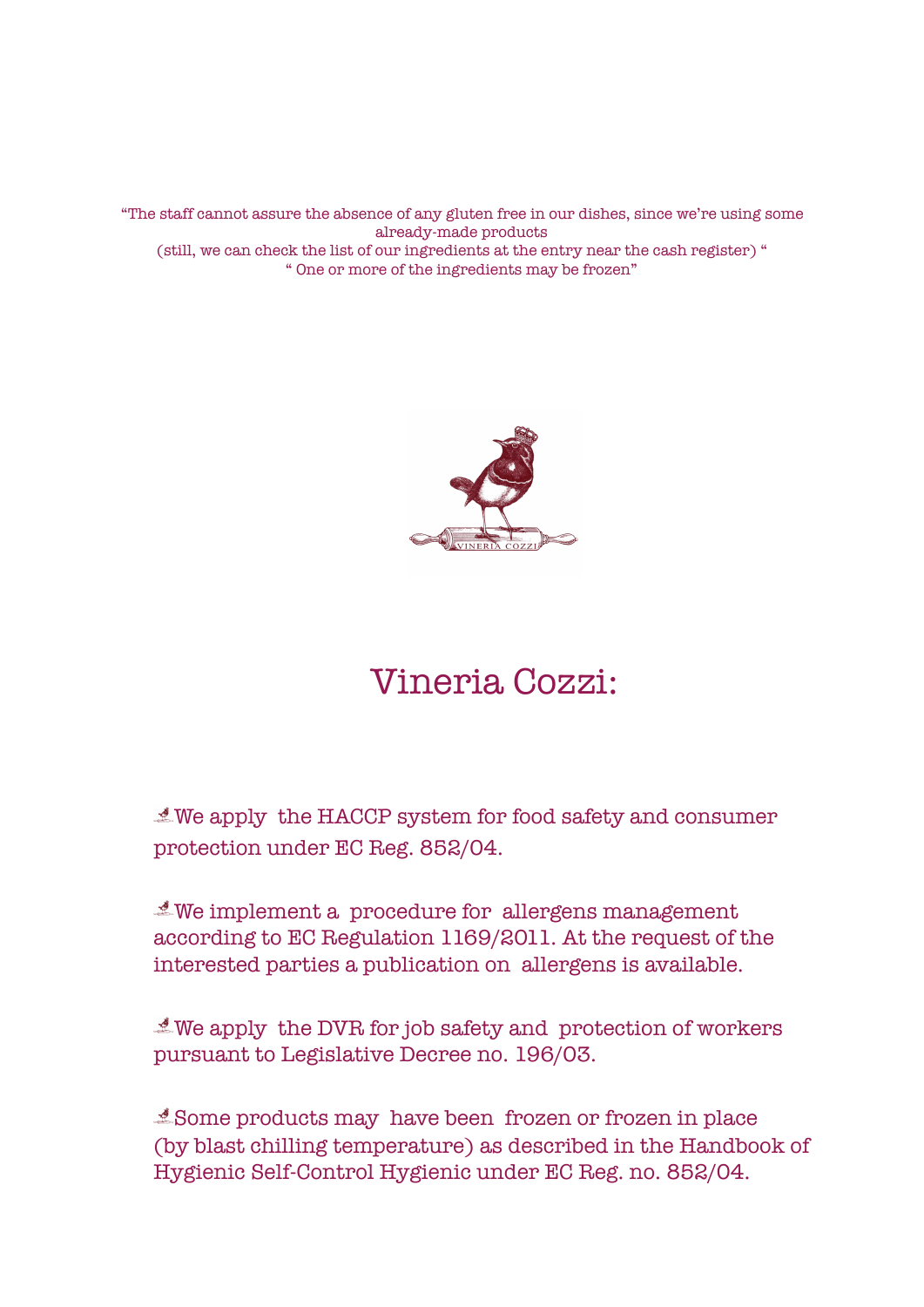"The staff cannot assure the absence of any gluten free in our dishes, since we're using some already-made products
(still, we can check the list of our ingredients at the entry near the cash register) "
" One or more of the ingredients may be frozen"

# Vineria Cozzi:

We apply the HACCP system for food safety and consumer protection under EC Reg. 852/04.

We implement a procedure for allergens management according to EC Regulation 1169/2011. At the request of the interested parties a publication on allergens is available.

We apply the DVR for job safety and protection of workers pursuant to Legislative Decree no. 196/03.

Some products may have been frozen or frozen in place (by blast chilling temperature) as described in the Handbook of Hygienic Self-Control Hygienic under EC Reg. no. 852/04.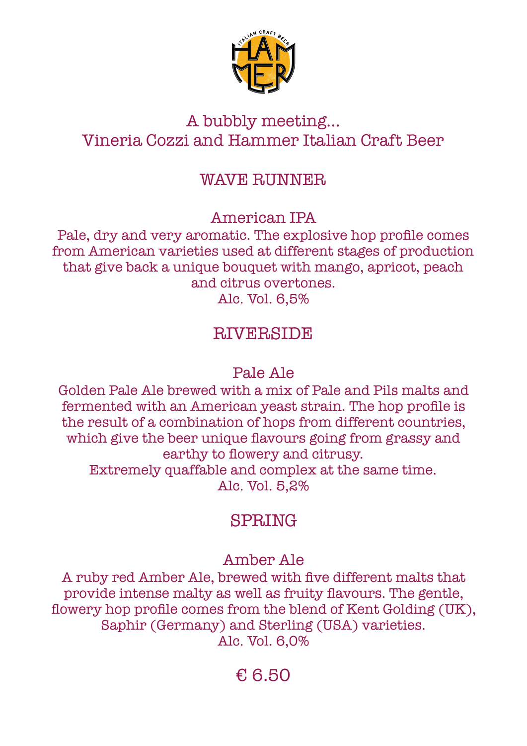A bubbly meeting…
Vineria Cozzi and Hammer Italian Craft Beer

## WAVE RUNNER

### American IPA

Pale, dry and very aromatic. The explosive hop profile comes from American varieties used at different stages of production that give back a unique bouquet with mango, apricot, peach and citrus overtones.
Alc. Vol. 6,5%

## RIVERSIDE

### Pale Ale

Golden Pale Ale brewed with a mix of Pale and Pils malts and fermented with an American yeast strain. The hop profile is the result of a combination of hops from different countries, which give the beer unique flavours going from grassy and earthy to flowery and citrusy.
Extremely quaffable and complex at the same time.
Alc. Vol. 5,2%

## SPRING

### Amber Ale

A ruby red Amber Ale, brewed with five different malts that provide intense malty as well as fruity flavours. The gentle, flowery hop profile comes from the blend of Kent Golding (UK), Saphir (Germany) and Sterling (USA) varieties.
Alc. Vol. 6,0%

€ 6.50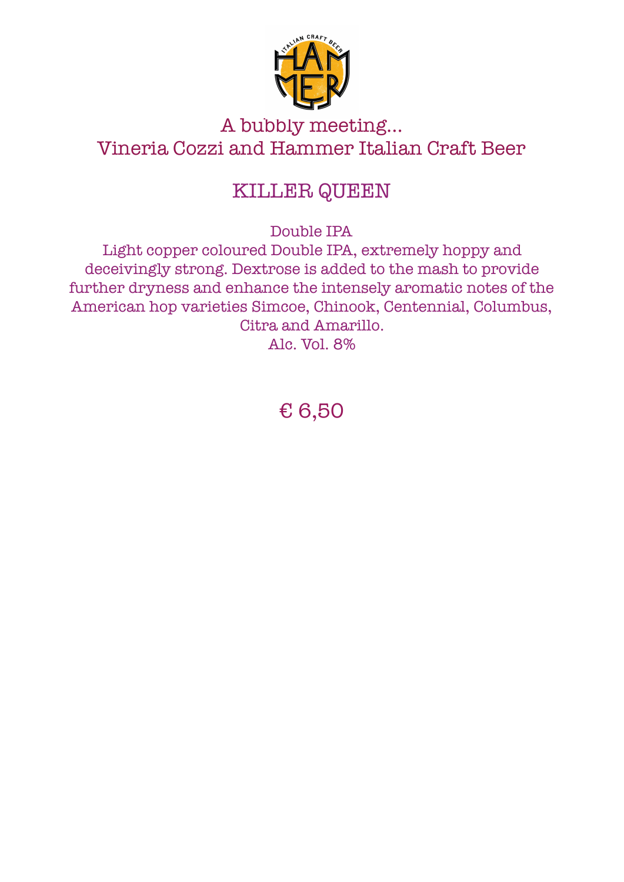A bubbly meeting...
Vineria Cozzi and Hammer Italian Craft Beer

## KILLER QUEEN

Double IPA
Light copper coloured Double IPA, extremely hoppy and deceivingly strong. Dextrose is added to the mash to provide further dryness and enhance the intensely aromatic notes of the American hop varieties Simcoe, Chinook, Centennial, Columbus, Citra and Amarillo.
Alc. Vol. 8%

€ 6,50